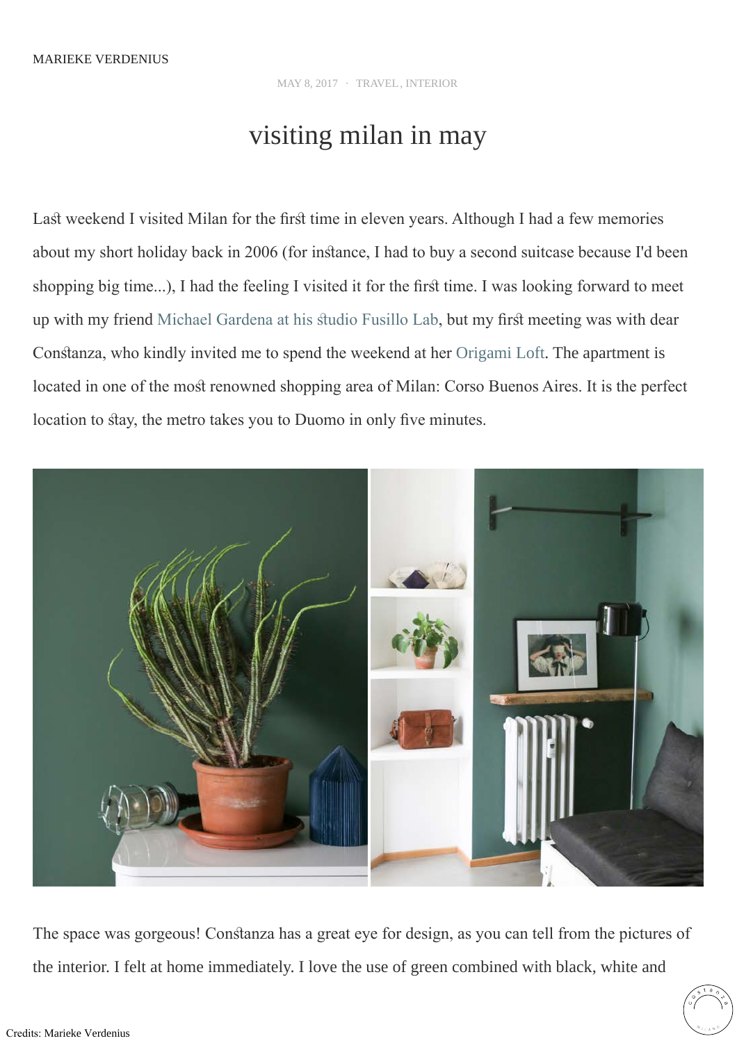MARIEKE VERDENIUS

MAY 8, 2017 · TRAVEL, INTERIOR

# visiting milan in may

Last weekend I visited Milan for the first time in eleven years. Although I had a few memories about my short holiday back in 2006 (for instance, I had to buy a second suitcase because I'd been shopping big time...), I had the feeling I visited it for the first time. I was looking forward to meet up with my friend Michael Gardena at his studio Fusillo Lab, but my first meeting was with dear Constanza, who kindly invited me to spend the weekend at her Origami Loft. The apartment is located in one of the most renowned shopping area of Milan: Corso Buenos Aires. It is the perfect location to stay, the metro takes you to Duomo in only five minutes.

The space was gorgeous! Constanza has a great eye for design, as you can tell from the pictures of the interior. I felt at home immediately. I love the use of green combined with black, white and

Credits: Marieke Verdenius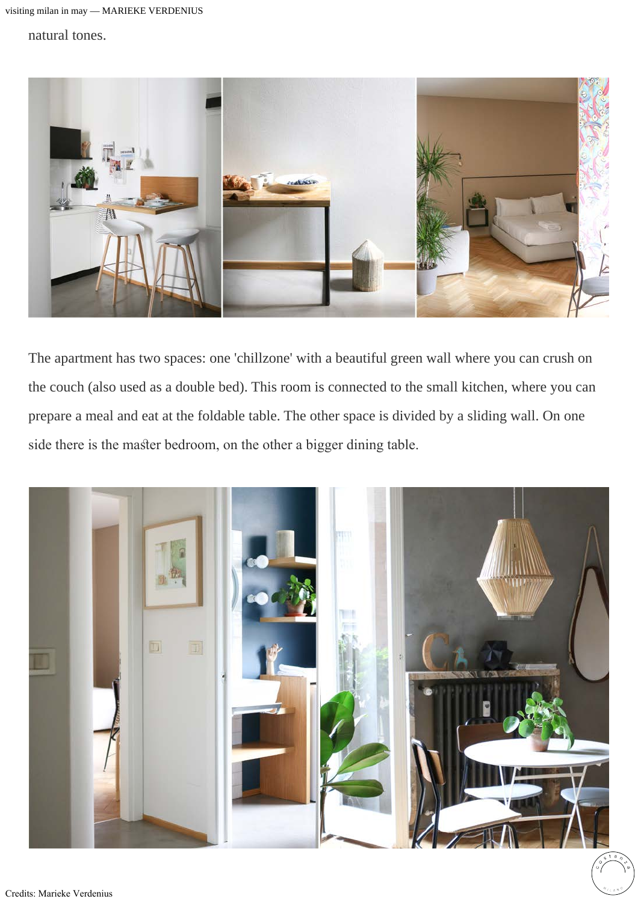natural tones.

The apartment has two spaces: one 'chillzone' with a beautiful green wall where you can crush on the couch (also used as a double bed). This room is connected to the small kitchen, where you can prepare a meal and eat at the foldable table. The other space is divided by a sliding wall. On one side there is the master bedroom, on the other a bigger dining table.

Credits: Marieke Verdenius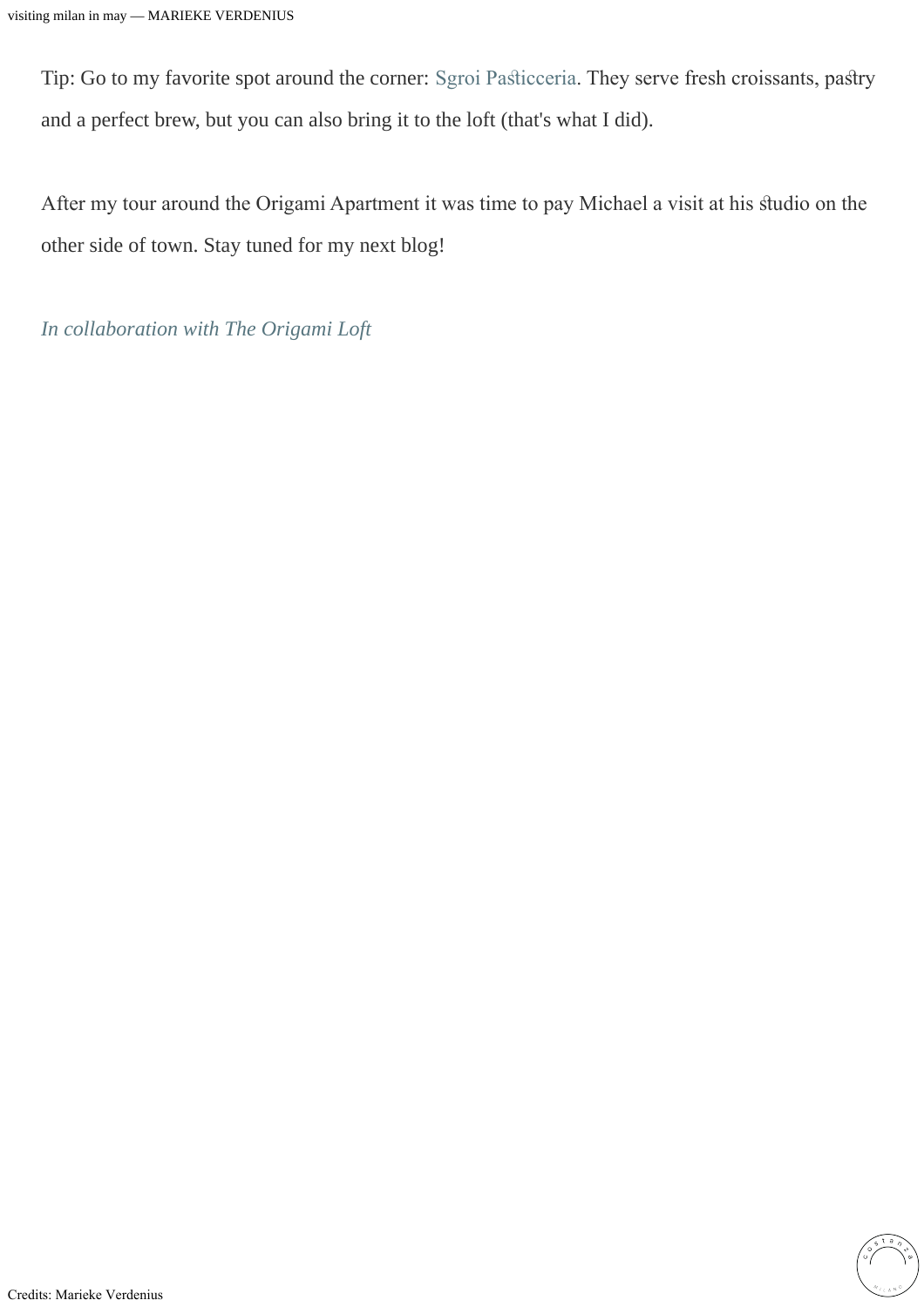Tip: Go to my favorite spot around the corner: Sgroi Pasticceria. They serve fresh croissants, pastry and a perfect brew, but you can also bring it to the loft (that's what I did).

After my tour around the Origami Apartment it was time to pay Michael a visit at his studio on the other side of town. Stay tuned for my next blog!

*In collaboration with The Origami Loft*

Credits: Marieke Verdenius